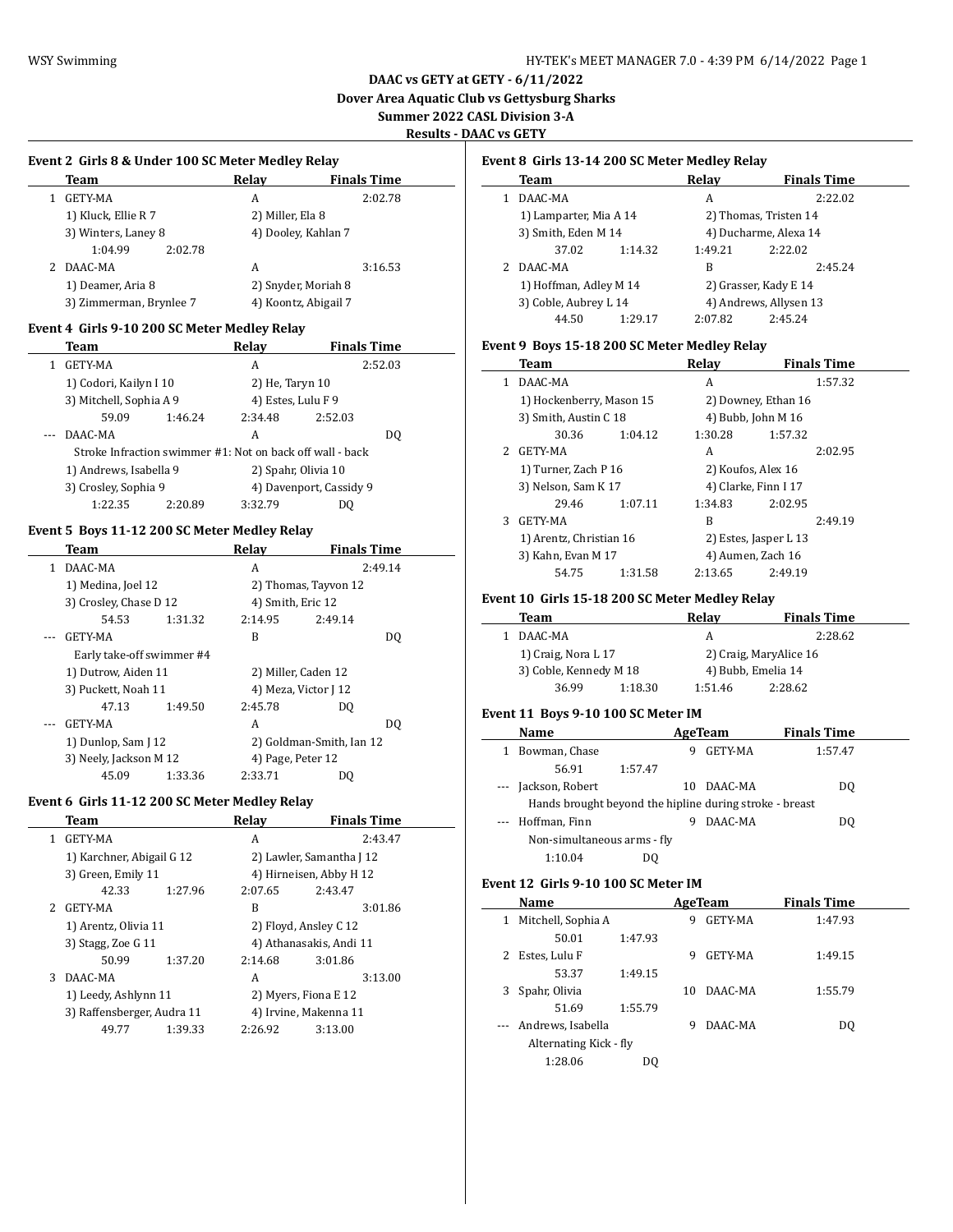**DAAC vs GETY at GETY - 6/11/2022**
**Dover Area Aquatic Club vs Gettysburg Sharks**
**Summer 2022 CASL Division 3-A**
**Results - DAAC vs GETY**

### Event 2 Girls 8 & Under 100 SC Meter Medley Relay

| | Team | Relay | Finals Time |
|---|---|---|---|
| 1 | GETY-MA | A | 2:02.78 |
| | 1) Kluck, Ellie R 7 | 2) Miller, Ela 8 | |
| | 3) Winters, Laney 8 | 4) Dooley, Kahlan 7 | |
| | 1:04.99 2:02.78 | | |
| 2 | DAAC-MA | A | 3:16.53 |
| | 1) Deamer, Aria 8 | 2) Snyder, Moriah 8 | |
| | 3) Zimmerman, Brynlee 7 | 4) Koontz, Abigail 7 | |

### Event 4 Girls 9-10 200 SC Meter Medley Relay

| | Team | Relay | Finals Time |
|---|---|---|---|
| 1 | GETY-MA | A | 2:52.03 |
| | 1) Codori, Kailyn I 10 | 2) He, Taryn 10 | |
| | 3) Mitchell, Sophia A 9 | 4) Estes, Lulu F 9 | |
| | 59.09 1:46.24 | 2:34.48 2:52.03 | |
| --- | DAAC-MA | A | DQ |
| | Stroke Infraction swimmer #1: Not on back off wall - back | | |
| | 1) Andrews, Isabella 9 | 2) Spahr, Olivia 10 | |
| | 3) Crosley, Sophia 9 | 4) Davenport, Cassidy 9 | |
| | 1:22.35 2:20.89 | 3:32.79 DQ | |

### Event 5 Boys 11-12 200 SC Meter Medley Relay

| | Team | Relay | Finals Time |
|---|---|---|---|
| 1 | DAAC-MA | A | 2:49.14 |
| | 1) Medina, Joel 12 | 2) Thomas, Tayvon 12 | |
| | 3) Crosley, Chase D 12 | 4) Smith, Eric 12 | |
| | 54.53 1:31.32 | 2:14.95 2:49.14 | |
| --- | GETY-MA | B | DQ |
| | Early take-off swimmer #4 | | |
| | 1) Dutrow, Aiden 11 | 2) Miller, Caden 12 | |
| | 3) Puckett, Noah 11 | 4) Meza, Victor J 12 | |
| | 47.13 1:49.50 | 2:45.78 DQ | |
| --- | GETY-MA | A | DQ |
| | 1) Dunlop, Sam J 12 | 2) Goldman-Smith, Ian 12 | |
| | 3) Neely, Jackson M 12 | 4) Page, Peter 12 | |
| | 45.09 1:33.36 | 2:33.71 DQ | |

### Event 6 Girls 11-12 200 SC Meter Medley Relay

| | Team | Relay | Finals Time |
|---|---|---|---|
| 1 | GETY-MA | A | 2:43.47 |
| | 1) Karchner, Abigail G 12 | 2) Lawler, Samantha J 12 | |
| | 3) Green, Emily 11 | 4) Hirneisen, Abby H 12 | |
| | 42.33 1:27.96 | 2:07.65 2:43.47 | |
| 2 | GETY-MA | B | 3:01.86 |
| | 1) Arentz, Olivia 11 | 2) Floyd, Ansley C 12 | |
| | 3) Stagg, Zoe G 11 | 4) Athanasakis, Andi 11 | |
| | 50.99 1:37.20 | 2:14.68 3:01.86 | |
| 3 | DAAC-MA | A | 3:13.00 |
| | 1) Leedy, Ashlynn 11 | 2) Myers, Fiona E 12 | |
| | 3) Raffensberger, Audra 11 | 4) Irvine, Makenna 11 | |
| | 49.77 1:39.33 | 2:26.92 3:13.00 | |

### Event 8 Girls 13-14 200 SC Meter Medley Relay

| | Team | Relay | Finals Time |
|---|---|---|---|
| 1 | DAAC-MA | A | 2:22.02 |
| | 1) Lamparter, Mia A 14 | 2) Thomas, Tristen 14 | |
| | 3) Smith, Eden M 14 | 4) Ducharme, Alexa 14 | |
| | 37.02 1:14.32 | 1:49.21 2:22.02 | |
| 2 | DAAC-MA | B | 2:45.24 |
| | 1) Hoffman, Adley M 14 | 2) Grasser, Kady E 14 | |
| | 3) Coble, Aubrey L 14 | 4) Andrews, Allysen 13 | |
| | 44.50 1:29.17 | 2:07.82 2:45.24 | |

### Event 9 Boys 15-18 200 SC Meter Medley Relay

| | Team | Relay | Finals Time |
|---|---|---|---|
| 1 | DAAC-MA | A | 1:57.32 |
| | 1) Hockenberry, Mason 15 | 2) Downey, Ethan 16 | |
| | 3) Smith, Austin C 18 | 4) Bubb, John M 16 | |
| | 30.36 1:04.12 | 1:30.28 1:57.32 | |
| 2 | GETY-MA | A | 2:02.95 |
| | 1) Turner, Zach P 16 | 2) Koufos, Alex 16 | |
| | 3) Nelson, Sam K 17 | 4) Clarke, Finn I 17 | |
| | 29.46 1:07.11 | 1:34.83 2:02.95 | |
| 3 | GETY-MA | B | 2:49.19 |
| | 1) Arentz, Christian 16 | 2) Estes, Jasper L 13 | |
| | 3) Kahn, Evan M 17 | 4) Aumen, Zach 16 | |
| | 54.75 1:31.58 | 2:13.65 2:49.19 | |

### Event 10 Girls 15-18 200 SC Meter Medley Relay

| | Team | Relay | Finals Time |
|---|---|---|---|
| 1 | DAAC-MA | A | 2:28.62 |
| | 1) Craig, Nora L 17 | 2) Craig, MaryAlice 16 | |
| | 3) Coble, Kennedy M 18 | 4) Bubb, Emelia 14 | |
| | 36.99 1:18.30 | 1:51.46 2:28.62 | |

### Event 11 Boys 9-10 100 SC Meter IM

| | Name | Age | Team | Finals Time |
|---|---|---|---|---|
| 1 | Bowman, Chase | 9 | GETY-MA | 1:57.47 |
| | 56.91 1:57.47 | | | |
| --- | Jackson, Robert | 10 | DAAC-MA | DQ |
| | Hands brought beyond the hipline during stroke - breast | | | |
| --- | Hoffman, Finn | 9 | DAAC-MA | DQ |
| | Non-simultaneous arms - fly | | | |
| | 1:10.04 DQ | | | |

### Event 12 Girls 9-10 100 SC Meter IM

| | Name | Age | Team | Finals Time |
|---|---|---|---|---|
| 1 | Mitchell, Sophia A | 9 | GETY-MA | 1:47.93 |
| | 50.01 1:47.93 | | | |
| 2 | Estes, Lulu F | 9 | GETY-MA | 1:49.15 |
| | 53.37 1:49.15 | | | |
| 3 | Spahr, Olivia | 10 | DAAC-MA | 1:55.79 |
| | 51.69 1:55.79 | | | |
| --- | Andrews, Isabella | 9 | DAAC-MA | DQ |
| | Alternating Kick - fly | | | |
| | 1:28.06 DQ | | | |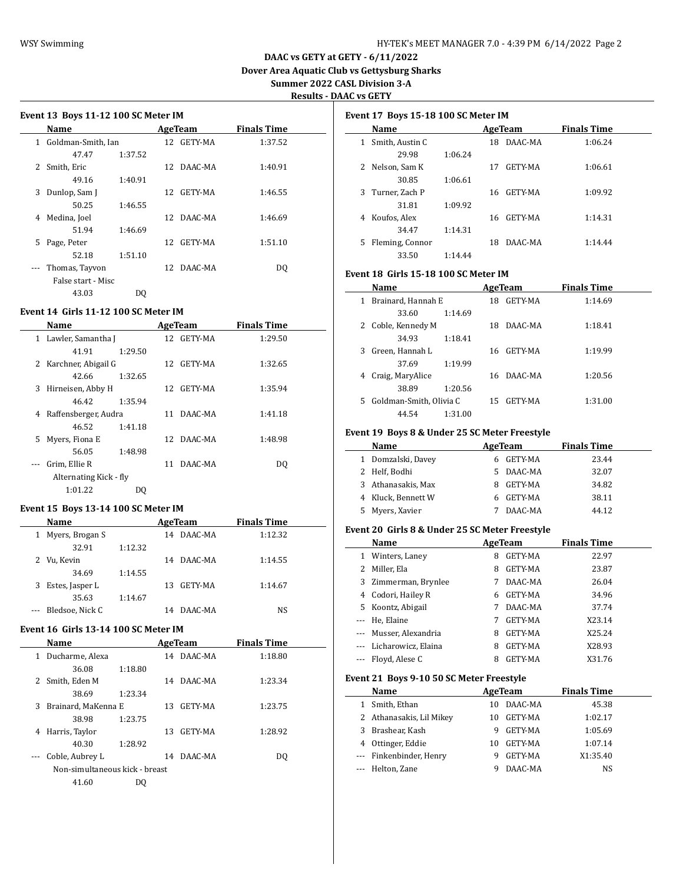# DAAC vs GETY at GETY - 6/11/2022

**Dover Area Aquatic Club vs Gettysburg Sharks**

**Summer 2022 CASL Division 3-A**

**Results - DAAC vs GETY**

### Event 13 Boys 11-12 100 SC Meter IM

| | Name | Age | Team | Finals Time |
|---|---|---|---|---|
| 1 | Goldman-Smith, Ian | 12 | GETY-MA | 1:37.52 |
| | 47.47 1:37.52 | | | |
| 2 | Smith, Eric | 12 | DAAC-MA | 1:40.91 |
| | 49.16 1:40.91 | | | |
| 3 | Dunlop, Sam J | 12 | GETY-MA | 1:46.55 |
| | 50.25 1:46.55 | | | |
| 4 | Medina, Joel | 12 | DAAC-MA | 1:46.69 |
| | 51.94 1:46.69 | | | |
| 5 | Page, Peter | 12 | GETY-MA | 1:51.10 |
| | 52.18 1:51.10 | | | |
| --- | Thomas, Tayvon | 12 | DAAC-MA | DQ |
| | False start - Misc | | | |
| | 43.03 DQ | | | |

### Event 14 Girls 11-12 100 SC Meter IM

| | Name | Age | Team | Finals Time |
|---|---|---|---|---|
| 1 | Lawler, Samantha J | 12 | GETY-MA | 1:29.50 |
| | 41.91 1:29.50 | | | |
| 2 | Karchner, Abigail G | 12 | GETY-MA | 1:32.65 |
| | 42.66 1:32.65 | | | |
| 3 | Hirneisen, Abby H | 12 | GETY-MA | 1:35.94 |
| | 46.42 1:35.94 | | | |
| 4 | Raffensberger, Audra | 11 | DAAC-MA | 1:41.18 |
| | 46.52 1:41.18 | | | |
| 5 | Myers, Fiona E | 12 | DAAC-MA | 1:48.98 |
| | 56.05 1:48.98 | | | |
| --- | Grim, Ellie R | 11 | DAAC-MA | DQ |
| | Alternating Kick - fly | | | |
| | 1:01.22 DQ | | | |

### Event 15 Boys 13-14 100 SC Meter IM

| | Name | Age | Team | Finals Time |
|---|---|---|---|---|
| 1 | Myers, Brogan S | 14 | DAAC-MA | 1:12.32 |
| | 32.91 1:12.32 | | | |
| 2 | Vu, Kevin | 14 | DAAC-MA | 1:14.55 |
| | 34.69 1:14.55 | | | |
| 3 | Estes, Jasper L | 13 | GETY-MA | 1:14.67 |
| | 35.63 1:14.67 | | | |
| --- | Bledsoe, Nick C | 14 | DAAC-MA | NS |

### Event 16 Girls 13-14 100 SC Meter IM

| | Name | Age | Team | Finals Time |
|---|---|---|---|---|
| 1 | Ducharme, Alexa | 14 | DAAC-MA | 1:18.80 |
| | 36.08 1:18.80 | | | |
| 2 | Smith, Eden M | 14 | DAAC-MA | 1:23.34 |
| | 38.69 1:23.34 | | | |
| 3 | Brainard, MaKenna E | 13 | GETY-MA | 1:23.75 |
| | 38.98 1:23.75 | | | |
| 4 | Harris, Taylor | 13 | GETY-MA | 1:28.92 |
| | 40.30 1:28.92 | | | |
| --- | Coble, Aubrey L | 14 | DAAC-MA | DQ |
| | Non-simultaneous kick - breast | | | |
| | 41.60 DQ | | | |

### Event 17 Boys 15-18 100 SC Meter IM

| | Name | Age | Team | Finals Time |
|---|---|---|---|---|
| 1 | Smith, Austin C | 18 | DAAC-MA | 1:06.24 |
| | 29.98 1:06.24 | | | |
| 2 | Nelson, Sam K | 17 | GETY-MA | 1:06.61 |
| | 30.85 1:06.61 | | | |
| 3 | Turner, Zach P | 16 | GETY-MA | 1:09.92 |
| | 31.81 1:09.92 | | | |
| 4 | Koufos, Alex | 16 | GETY-MA | 1:14.31 |
| | 34.47 1:14.31 | | | |
| 5 | Fleming, Connor | 18 | DAAC-MA | 1:14.44 |
| | 33.50 1:14.44 | | | |

### Event 18 Girls 15-18 100 SC Meter IM

| | Name | Age | Team | Finals Time |
|---|---|---|---|---|
| 1 | Brainard, Hannah E | 18 | GETY-MA | 1:14.69 |
| | 33.60 1:14.69 | | | |
| 2 | Coble, Kennedy M | 18 | DAAC-MA | 1:18.41 |
| | 34.93 1:18.41 | | | |
| 3 | Green, Hannah L | 16 | GETY-MA | 1:19.99 |
| | 37.69 1:19.99 | | | |
| 4 | Craig, MaryAlice | 16 | DAAC-MA | 1:20.56 |
| | 38.89 1:20.56 | | | |
| 5 | Goldman-Smith, Olivia C | 15 | GETY-MA | 1:31.00 |
| | 44.54 1:31.00 | | | |

### Event 19 Boys 8 & Under 25 SC Meter Freestyle

| | Name | Age | Team | Finals Time |
|---|---|---|---|---|
| 1 | Domzalski, Davey | 6 | GETY-MA | 23.44 |
| 2 | Helf, Bodhi | 5 | DAAC-MA | 32.07 |
| 3 | Athanasakis, Max | 8 | GETY-MA | 34.82 |
| 4 | Kluck, Bennett W | 6 | GETY-MA | 38.11 |
| 5 | Myers, Xavier | 7 | DAAC-MA | 44.12 |

### Event 20 Girls 8 & Under 25 SC Meter Freestyle

| | Name | Age | Team | Finals Time |
|---|---|---|---|---|
| 1 | Winters, Laney | 8 | GETY-MA | 22.97 |
| 2 | Miller, Ela | 8 | GETY-MA | 23.87 |
| 3 | Zimmerman, Brynlee | 7 | DAAC-MA | 26.04 |
| 4 | Codori, Hailey R | 6 | GETY-MA | 34.96 |
| 5 | Koontz, Abigail | 7 | DAAC-MA | 37.74 |
| --- | He, Elaine | 7 | GETY-MA | X23.14 |
| --- | Musser, Alexandria | 8 | GETY-MA | X25.24 |
| --- | Licharowicz, Elaina | 8 | GETY-MA | X28.93 |
| --- | Floyd, Alese C | 8 | GETY-MA | X31.76 |

### Event 21 Boys 9-10 50 SC Meter Freestyle

| | Name | Age | Team | Finals Time |
|---|---|---|---|---|
| 1 | Smith, Ethan | 10 | DAAC-MA | 45.38 |
| 2 | Athanasakis, Lil Mikey | 10 | GETY-MA | 1:02.17 |
| 3 | Brashear, Kash | 9 | GETY-MA | 1:05.69 |
| 4 | Ottinger, Eddie | 10 | GETY-MA | 1:07.14 |
| --- | Finkenbinder, Henry | 9 | GETY-MA | X1:35.40 |
| --- | Helton, Zane | 9 | DAAC-MA | NS |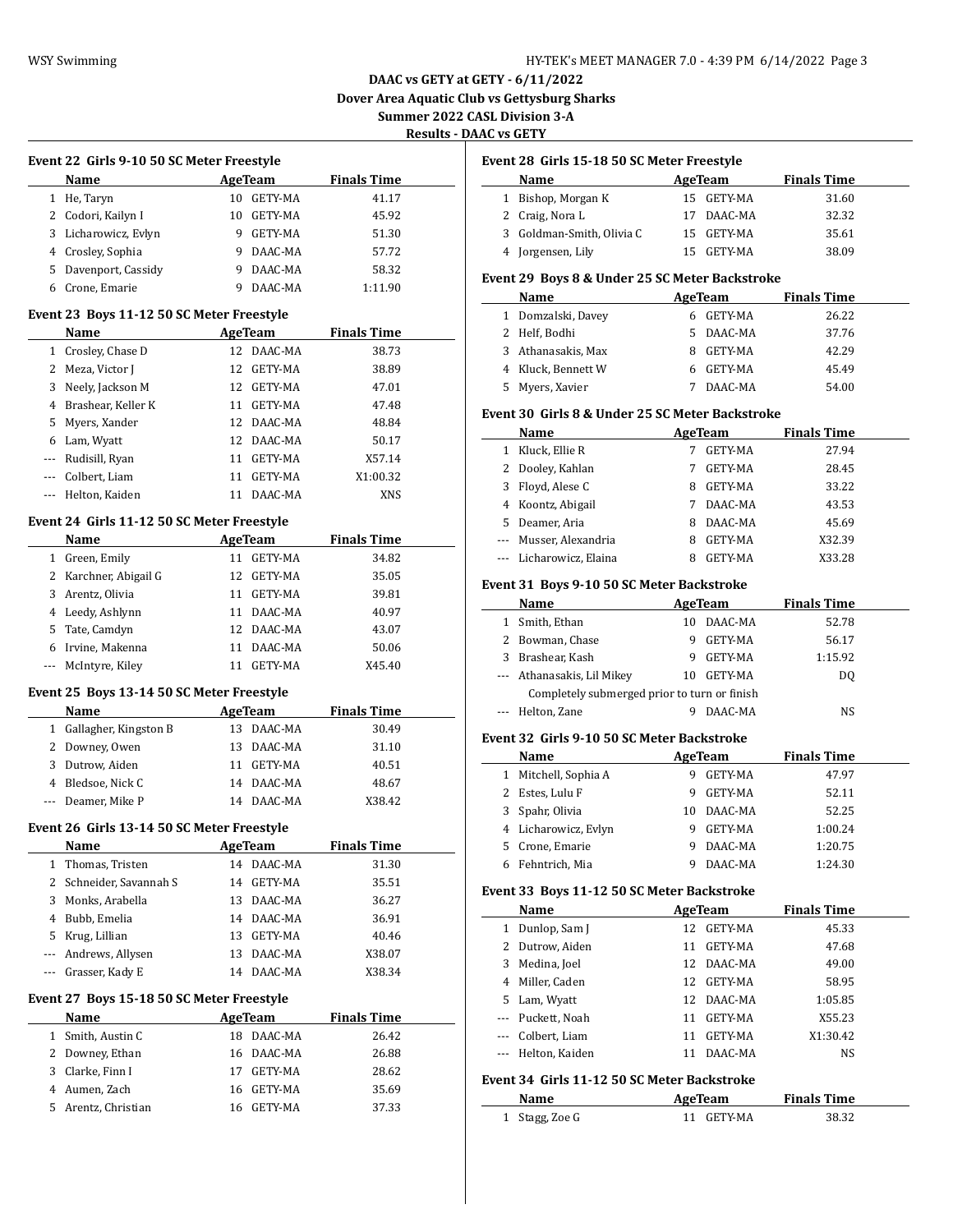# DAAC vs GETY at GETY - 6/11/2022

## Dover Area Aquatic Club vs Gettysburg Sharks

## Summer 2022 CASL Division 3-A

## Results - DAAC vs GETY

### Event 22 Girls 9-10 50 SC Meter Freestyle

| | Name | Age | Team | Finals Time |
|---|---|---|---|---|
| 1 | He, Taryn | 10 | GETY-MA | 41.17 |
| 2 | Codori, Kailyn I | 10 | GETY-MA | 45.92 |
| 3 | Licharowicz, Evlyn | 9 | GETY-MA | 51.30 |
| 4 | Crosley, Sophia | 9 | DAAC-MA | 57.72 |
| 5 | Davenport, Cassidy | 9 | DAAC-MA | 58.32 |
| 6 | Crone, Emarie | 9 | DAAC-MA | 1:11.90 |

### Event 23 Boys 11-12 50 SC Meter Freestyle

| | Name | Age | Team | Finals Time |
|---|---|---|---|---|
| 1 | Crosley, Chase D | 12 | DAAC-MA | 38.73 |
| 2 | Meza, Victor J | 12 | GETY-MA | 38.89 |
| 3 | Neely, Jackson M | 12 | GETY-MA | 47.01 |
| 4 | Brashear, Keller K | 11 | GETY-MA | 47.48 |
| 5 | Myers, Xander | 12 | DAAC-MA | 48.84 |
| 6 | Lam, Wyatt | 12 | DAAC-MA | 50.17 |
| --- | Rudisill, Ryan | 11 | GETY-MA | X57.14 |
| --- | Colbert, Liam | 11 | GETY-MA | X1:00.32 |
| --- | Helton, Kaiden | 11 | DAAC-MA | XNS |

### Event 24 Girls 11-12 50 SC Meter Freestyle

| | Name | Age | Team | Finals Time |
|---|---|---|---|---|
| 1 | Green, Emily | 11 | GETY-MA | 34.82 |
| 2 | Karchner, Abigail G | 12 | GETY-MA | 35.05 |
| 3 | Arentz, Olivia | 11 | GETY-MA | 39.81 |
| 4 | Leedy, Ashlynn | 11 | DAAC-MA | 40.97 |
| 5 | Tate, Camdyn | 12 | DAAC-MA | 43.07 |
| 6 | Irvine, Makenna | 11 | DAAC-MA | 50.06 |
| --- | McIntyre, Kiley | 11 | GETY-MA | X45.40 |

### Event 25 Boys 13-14 50 SC Meter Freestyle

| | Name | Age | Team | Finals Time |
|---|---|---|---|---|
| 1 | Gallagher, Kingston B | 13 | DAAC-MA | 30.49 |
| 2 | Downey, Owen | 13 | DAAC-MA | 31.10 |
| 3 | Dutrow, Aiden | 11 | GETY-MA | 40.51 |
| 4 | Bledsoe, Nick C | 14 | DAAC-MA | 48.67 |
| --- | Deamer, Mike P | 14 | DAAC-MA | X38.42 |

### Event 26 Girls 13-14 50 SC Meter Freestyle

| | Name | Age | Team | Finals Time |
|---|---|---|---|---|
| 1 | Thomas, Tristen | 14 | DAAC-MA | 31.30 |
| 2 | Schneider, Savannah S | 14 | GETY-MA | 35.51 |
| 3 | Monks, Arabella | 13 | DAAC-MA | 36.27 |
| 4 | Bubb, Emelia | 14 | DAAC-MA | 36.91 |
| 5 | Krug, Lillian | 13 | GETY-MA | 40.46 |
| --- | Andrews, Allysen | 13 | DAAC-MA | X38.07 |
| --- | Grasser, Kady E | 14 | DAAC-MA | X38.34 |

### Event 27 Boys 15-18 50 SC Meter Freestyle

| | Name | Age | Team | Finals Time |
|---|---|---|---|---|
| 1 | Smith, Austin C | 18 | DAAC-MA | 26.42 |
| 2 | Downey, Ethan | 16 | DAAC-MA | 26.88 |
| 3 | Clarke, Finn I | 17 | GETY-MA | 28.62 |
| 4 | Aumen, Zach | 16 | GETY-MA | 35.69 |
| 5 | Arentz, Christian | 16 | GETY-MA | 37.33 |

### Event 28 Girls 15-18 50 SC Meter Freestyle

| | Name | Age | Team | Finals Time |
|---|---|---|---|---|
| 1 | Bishop, Morgan K | 15 | GETY-MA | 31.60 |
| 2 | Craig, Nora L | 17 | DAAC-MA | 32.32 |
| 3 | Goldman-Smith, Olivia C | 15 | GETY-MA | 35.61 |
| 4 | Jorgensen, Lily | 15 | GETY-MA | 38.09 |

### Event 29 Boys 8 & Under 25 SC Meter Backstroke

| | Name | Age | Team | Finals Time |
|---|---|---|---|---|
| 1 | Domzalski, Davey | 6 | GETY-MA | 26.22 |
| 2 | Helf, Bodhi | 5 | DAAC-MA | 37.76 |
| 3 | Athanasakis, Max | 8 | GETY-MA | 42.29 |
| 4 | Kluck, Bennett W | 6 | GETY-MA | 45.49 |
| 5 | Myers, Xavier | 7 | DAAC-MA | 54.00 |

### Event 30 Girls 8 & Under 25 SC Meter Backstroke

| | Name | Age | Team | Finals Time |
|---|---|---|---|---|
| 1 | Kluck, Ellie R | 7 | GETY-MA | 27.94 |
| 2 | Dooley, Kahlan | 7 | GETY-MA | 28.45 |
| 3 | Floyd, Alese C | 8 | GETY-MA | 33.22 |
| 4 | Koontz, Abigail | 7 | DAAC-MA | 43.53 |
| 5 | Deamer, Aria | 8 | DAAC-MA | 45.69 |
| --- | Musser, Alexandria | 8 | GETY-MA | X32.39 |
| --- | Licharowicz, Elaina | 8 | GETY-MA | X33.28 |

### Event 31 Boys 9-10 50 SC Meter Backstroke

| | Name | Age | Team | Finals Time |
|---|---|---|---|---|
| 1 | Smith, Ethan | 10 | DAAC-MA | 52.78 |
| 2 | Bowman, Chase | 9 | GETY-MA | 56.17 |
| 3 | Brashear, Kash | 9 | GETY-MA | 1:15.92 |
| --- | Athanasakis, Lil Mikey | 10 | GETY-MA | DQ |
| | Completely submerged prior to turn or finish | | | |
| --- | Helton, Zane | 9 | DAAC-MA | NS |

### Event 32 Girls 9-10 50 SC Meter Backstroke

| | Name | Age | Team | Finals Time |
|---|---|---|---|---|
| 1 | Mitchell, Sophia A | 9 | GETY-MA | 47.97 |
| 2 | Estes, Lulu F | 9 | GETY-MA | 52.11 |
| 3 | Spahr, Olivia | 10 | DAAC-MA | 52.25 |
| 4 | Licharowicz, Evlyn | 9 | GETY-MA | 1:00.24 |
| 5 | Crone, Emarie | 9 | DAAC-MA | 1:20.75 |
| 6 | Fehntrich, Mia | 9 | DAAC-MA | 1:24.30 |

### Event 33 Boys 11-12 50 SC Meter Backstroke

| | Name | Age | Team | Finals Time |
|---|---|---|---|---|
| 1 | Dunlop, Sam J | 12 | GETY-MA | 45.33 |
| 2 | Dutrow, Aiden | 11 | GETY-MA | 47.68 |
| 3 | Medina, Joel | 12 | DAAC-MA | 49.00 |
| 4 | Miller, Caden | 12 | GETY-MA | 58.95 |
| 5 | Lam, Wyatt | 12 | DAAC-MA | 1:05.85 |
| --- | Puckett, Noah | 11 | GETY-MA | X55.23 |
| --- | Colbert, Liam | 11 | GETY-MA | X1:30.42 |
| --- | Helton, Kaiden | 11 | DAAC-MA | NS |

### Event 34 Girls 11-12 50 SC Meter Backstroke

| | Name | Age | Team | Finals Time |
|---|---|---|---|---|
| 1 | Stagg, Zoe G | 11 | GETY-MA | 38.32 |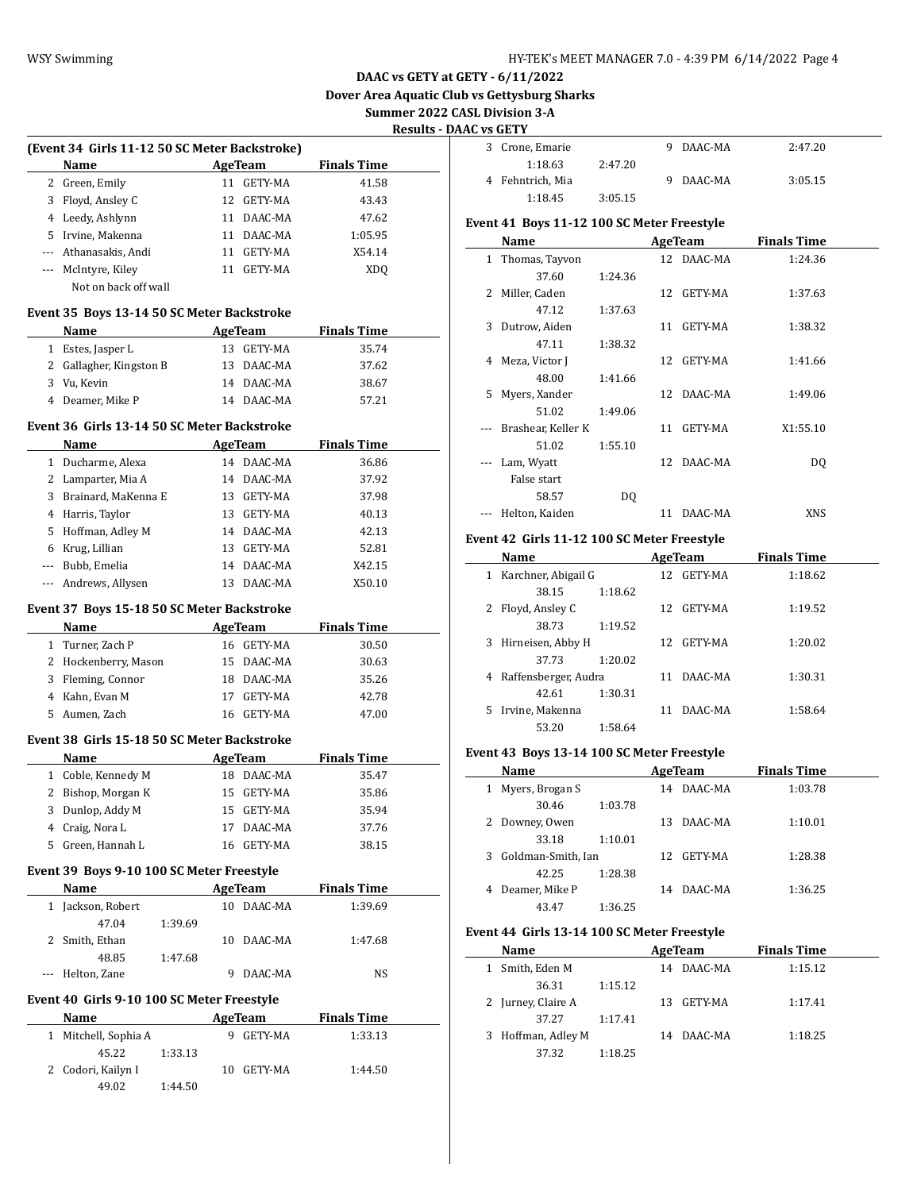**DAAC vs GETY at GETY - 6/11/2022**
**Dover Area Aquatic Club vs Gettysburg Sharks**
**Summer 2022 CASL Division 3-A**
**Results - DAAC vs GETY**

### (Event 34 Girls 11-12 50 SC Meter Backstroke)

| | Name | Age | Team | Finals Time |
|---|---|---|---|---|
| 2 | Green, Emily | 11 | GETY-MA | 41.58 |
| 3 | Floyd, Ansley C | 12 | GETY-MA | 43.43 |
| 4 | Leedy, Ashlynn | 11 | DAAC-MA | 47.62 |
| 5 | Irvine, Makenna | 11 | DAAC-MA | 1:05.95 |
| --- | Athanasakis, Andi | 11 | GETY-MA | X54.14 |
| --- | McIntyre, Kiley | 11 | GETY-MA | XDQ |
| | Not on back off wall | | | |

### Event 35 Boys 13-14 50 SC Meter Backstroke

| | Name | Age | Team | Finals Time |
|---|---|---|---|---|
| 1 | Estes, Jasper L | 13 | GETY-MA | 35.74 |
| 2 | Gallagher, Kingston B | 13 | DAAC-MA | 37.62 |
| 3 | Vu, Kevin | 14 | DAAC-MA | 38.67 |
| 4 | Deamer, Mike P | 14 | DAAC-MA | 57.21 |

### Event 36 Girls 13-14 50 SC Meter Backstroke

| | Name | Age | Team | Finals Time |
|---|---|---|---|---|
| 1 | Ducharme, Alexa | 14 | DAAC-MA | 36.86 |
| 2 | Lamparter, Mia A | 14 | DAAC-MA | 37.92 |
| 3 | Brainard, MaKenna E | 13 | GETY-MA | 37.98 |
| 4 | Harris, Taylor | 13 | GETY-MA | 40.13 |
| 5 | Hoffman, Adley M | 14 | DAAC-MA | 42.13 |
| 6 | Krug, Lillian | 13 | GETY-MA | 52.81 |
| --- | Bubb, Emelia | 14 | DAAC-MA | X42.15 |
| --- | Andrews, Allysen | 13 | DAAC-MA | X50.10 |

### Event 37 Boys 15-18 50 SC Meter Backstroke

| | Name | Age | Team | Finals Time |
|---|---|---|---|---|
| 1 | Turner, Zach P | 16 | GETY-MA | 30.50 |
| 2 | Hockenberry, Mason | 15 | DAAC-MA | 30.63 |
| 3 | Fleming, Connor | 18 | DAAC-MA | 35.26 |
| 4 | Kahn, Evan M | 17 | GETY-MA | 42.78 |
| 5 | Aumen, Zach | 16 | GETY-MA | 47.00 |

### Event 38 Girls 15-18 50 SC Meter Backstroke

| | Name | Age | Team | Finals Time |
|---|---|---|---|---|
| 1 | Coble, Kennedy M | 18 | DAAC-MA | 35.47 |
| 2 | Bishop, Morgan K | 15 | GETY-MA | 35.86 |
| 3 | Dunlop, Addy M | 15 | GETY-MA | 35.94 |
| 4 | Craig, Nora L | 17 | DAAC-MA | 37.76 |
| 5 | Green, Hannah L | 16 | GETY-MA | 38.15 |

### Event 39 Boys 9-10 100 SC Meter Freestyle

| | Name | Age | Team | Finals Time |
|---|---|---|---|---|
| 1 | Jackson, Robert | 10 | DAAC-MA | 1:39.69 |
| | 47.04 &nbsp; 1:39.69 | | | |
| 2 | Smith, Ethan | 10 | DAAC-MA | 1:47.68 |
| | 48.85 &nbsp; 1:47.68 | | | |
| --- | Helton, Zane | 9 | DAAC-MA | NS |

### Event 40 Girls 9-10 100 SC Meter Freestyle

| | Name | Age | Team | Finals Time |
|---|---|---|---|---|
| 1 | Mitchell, Sophia A | 9 | GETY-MA | 1:33.13 |
| | 45.22 &nbsp; 1:33.13 | | | |
| 2 | Codori, Kailyn I | 10 | GETY-MA | 1:44.50 |
| | 49.02 &nbsp; 1:44.50 | | | |
| 3 | Crone, Emarie | 9 | DAAC-MA | 2:47.20 |
| | 1:18.63 &nbsp; 2:47.20 | | | |
| 4 | Fehntrich, Mia | 9 | DAAC-MA | 3:05.15 |
| | 1:18.45 &nbsp; 3:05.15 | | | |

### Event 41 Boys 11-12 100 SC Meter Freestyle

| | Name | Age | Team | Finals Time |
|---|---|---|---|---|
| 1 | Thomas, Tayvon | 12 | DAAC-MA | 1:24.36 |
| | 37.60 &nbsp; 1:24.36 | | | |
| 2 | Miller, Caden | 12 | GETY-MA | 1:37.63 |
| | 47.12 &nbsp; 1:37.63 | | | |
| 3 | Dutrow, Aiden | 11 | GETY-MA | 1:38.32 |
| | 47.11 &nbsp; 1:38.32 | | | |
| 4 | Meza, Victor J | 12 | GETY-MA | 1:41.66 |
| | 48.00 &nbsp; 1:41.66 | | | |
| 5 | Myers, Xander | 12 | DAAC-MA | 1:49.06 |
| | 51.02 &nbsp; 1:49.06 | | | |
| --- | Brashear, Keller K | 11 | GETY-MA | X1:55.10 |
| | 51.02 &nbsp; 1:55.10 | | | |
| --- | Lam, Wyatt | 12 | DAAC-MA | DQ |
| | False start | | | |
| | 58.57 &nbsp; DQ | | | |
| --- | Helton, Kaiden | 11 | DAAC-MA | XNS |

### Event 42 Girls 11-12 100 SC Meter Freestyle

| | Name | Age | Team | Finals Time |
|---|---|---|---|---|
| 1 | Karchner, Abigail G | 12 | GETY-MA | 1:18.62 |
| | 38.15 &nbsp; 1:18.62 | | | |
| 2 | Floyd, Ansley C | 12 | GETY-MA | 1:19.52 |
| | 38.73 &nbsp; 1:19.52 | | | |
| 3 | Hirneisen, Abby H | 12 | GETY-MA | 1:20.02 |
| | 37.73 &nbsp; 1:20.02 | | | |
| 4 | Raffensberger, Audra | 11 | DAAC-MA | 1:30.31 |
| | 42.61 &nbsp; 1:30.31 | | | |
| 5 | Irvine, Makenna | 11 | DAAC-MA | 1:58.64 |
| | 53.20 &nbsp; 1:58.64 | | | |

### Event 43 Boys 13-14 100 SC Meter Freestyle

| | Name | Age | Team | Finals Time |
|---|---|---|---|---|
| 1 | Myers, Brogan S | 14 | DAAC-MA | 1:03.78 |
| | 30.46 &nbsp; 1:03.78 | | | |
| 2 | Downey, Owen | 13 | DAAC-MA | 1:10.01 |
| | 33.18 &nbsp; 1:10.01 | | | |
| 3 | Goldman-Smith, Ian | 12 | GETY-MA | 1:28.38 |
| | 42.25 &nbsp; 1:28.38 | | | |
| 4 | Deamer, Mike P | 14 | DAAC-MA | 1:36.25 |
| | 43.47 &nbsp; 1:36.25 | | | |

### Event 44 Girls 13-14 100 SC Meter Freestyle

| | Name | Age | Team | Finals Time |
|---|---|---|---|---|
| 1 | Smith, Eden M | 14 | DAAC-MA | 1:15.12 |
| | 36.31 &nbsp; 1:15.12 | | | |
| 2 | Jurney, Claire A | 13 | GETY-MA | 1:17.41 |
| | 37.27 &nbsp; 1:17.41 | | | |
| 3 | Hoffman, Adley M | 14 | DAAC-MA | 1:18.25 |
| | 37.32 &nbsp; 1:18.25 | | | |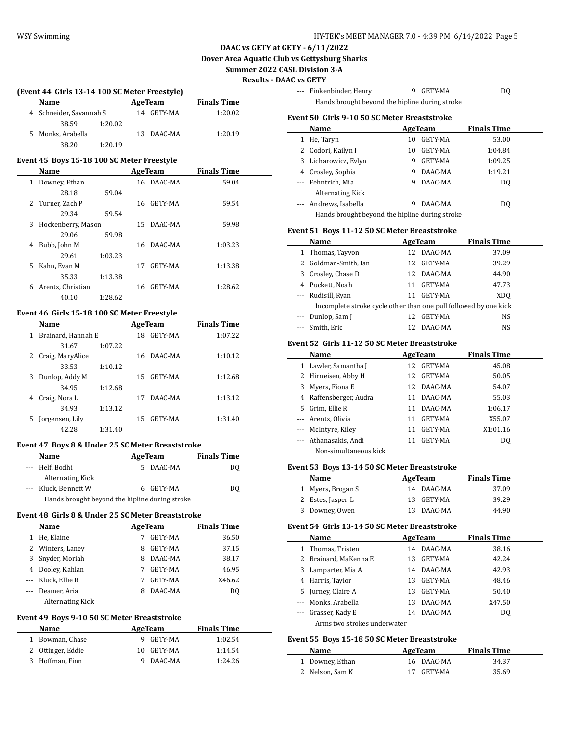## DAAC vs GETY at GETY - 6/11/2022

**Dover Area Aquatic Club vs Gettysburg Sharks**

**Summer 2022 CASL Division 3-A**

**Results - DAAC vs GETY**

### (Event 44 Girls 13-14 100 SC Meter Freestyle)

| | Name | AgeTeam | | Finals Time |
|---|---|---|---|---|
| 4 | Schneider, Savannah S | 14 | GETY-MA | 1:20.02 |
| | 38.59 1:20.02 | | | |
| 5 | Monks, Arabella | 13 | DAAC-MA | 1:20.19 |
| | 38.20 1:20.19 | | | |

### Event 45 Boys 15-18 100 SC Meter Freestyle

| | Name | AgeTeam | | Finals Time |
|---|---|---|---|---|
| 1 | Downey, Ethan | 16 | DAAC-MA | 59.04 |
| | 28.18 59.04 | | | |
| 2 | Turner, Zach P | 16 | GETY-MA | 59.54 |
| | 29.34 59.54 | | | |
| 3 | Hockenberry, Mason | 15 | DAAC-MA | 59.98 |
| | 29.06 59.98 | | | |
| 4 | Bubb, John M | 16 | DAAC-MA | 1:03.23 |
| | 29.61 1:03.23 | | | |
| 5 | Kahn, Evan M | 17 | GETY-MA | 1:13.38 |
| | 35.33 1:13.38 | | | |
| 6 | Arentz, Christian | 16 | GETY-MA | 1:28.62 |
| | 40.10 1:28.62 | | | |

### Event 46 Girls 15-18 100 SC Meter Freestyle

| | Name | AgeTeam | | Finals Time |
|---|---|---|---|---|
| 1 | Brainard, Hannah E | 18 | GETY-MA | 1:07.22 |
| | 31.67 1:07.22 | | | |
| 2 | Craig, MaryAlice | 16 | DAAC-MA | 1:10.12 |
| | 33.53 1:10.12 | | | |
| 3 | Dunlop, Addy M | 15 | GETY-MA | 1:12.68 |
| | 34.95 1:12.68 | | | |
| 4 | Craig, Nora L | 17 | DAAC-MA | 1:13.12 |
| | 34.93 1:13.12 | | | |
| 5 | Jorgensen, Lily | 15 | GETY-MA | 1:31.40 |
| | 42.28 1:31.40 | | | |

### Event 47 Boys 8 & Under 25 SC Meter Breaststroke

| | Name | AgeTeam | | Finals Time |
|---|---|---|---|---|
| --- | Helf, Bodhi | 5 | DAAC-MA | DQ |
| | Alternating Kick | | | |
| --- | Kluck, Bennett W | 6 | GETY-MA | DQ |
| | Hands brought beyond the hipline during stroke | | | |

### Event 48 Girls 8 & Under 25 SC Meter Breaststroke

| | Name | AgeTeam | | Finals Time |
|---|---|---|---|---|
| 1 | He, Elaine | 7 | GETY-MA | 36.50 |
| 2 | Winters, Laney | 8 | GETY-MA | 37.15 |
| 3 | Snyder, Moriah | 8 | DAAC-MA | 38.17 |
| 4 | Dooley, Kahlan | 7 | GETY-MA | 46.95 |
| --- | Kluck, Ellie R | 7 | GETY-MA | X46.62 |
| --- | Deamer, Aria | 8 | DAAC-MA | DQ |
| | Alternating Kick | | | |

### Event 49 Boys 9-10 50 SC Meter Breaststroke

| | Name | AgeTeam | | Finals Time |
|---|---|---|---|---|
| 1 | Bowman, Chase | 9 | GETY-MA | 1:02.54 |
| 2 | Ottinger, Eddie | 10 | GETY-MA | 1:14.54 |
| 3 | Hoffman, Finn | 9 | DAAC-MA | 1:24.26 |
| --- | Finkenbinder, Henry | 9 | GETY-MA | DQ |
| | Hands brought beyond the hipline during stroke | | | |

### Event 50 Girls 9-10 50 SC Meter Breaststroke

| | Name | AgeTeam | | Finals Time |
|---|---|---|---|---|
| 1 | He, Taryn | 10 | GETY-MA | 53.00 |
| 2 | Codori, Kailyn I | 10 | GETY-MA | 1:04.84 |
| 3 | Licharowicz, Evlyn | 9 | GETY-MA | 1:09.25 |
| 4 | Crosley, Sophia | 9 | DAAC-MA | 1:19.21 |
| --- | Fehntrich, Mia | 9 | DAAC-MA | DQ |
| | Alternating Kick | | | |
| --- | Andrews, Isabella | 9 | DAAC-MA | DQ |
| | Hands brought beyond the hipline during stroke | | | |

### Event 51 Boys 11-12 50 SC Meter Breaststroke

| | Name | AgeTeam | | Finals Time |
|---|---|---|---|---|
| 1 | Thomas, Tayvon | 12 | DAAC-MA | 37.09 |
| 2 | Goldman-Smith, Ian | 12 | GETY-MA | 39.29 |
| 3 | Crosley, Chase D | 12 | DAAC-MA | 44.90 |
| 4 | Puckett, Noah | 11 | GETY-MA | 47.73 |
| --- | Rudisill, Ryan | 11 | GETY-MA | XDQ |
| | Incomplete stroke cycle other than one pull followed by one kick | | | |
| --- | Dunlop, Sam J | 12 | GETY-MA | NS |
| --- | Smith, Eric | 12 | DAAC-MA | NS |

### Event 52 Girls 11-12 50 SC Meter Breaststroke

| | Name | AgeTeam | | Finals Time |
|---|---|---|---|---|
| 1 | Lawler, Samantha J | 12 | GETY-MA | 45.08 |
| 2 | Hirneisen, Abby H | 12 | GETY-MA | 50.05 |
| 3 | Myers, Fiona E | 12 | DAAC-MA | 54.07 |
| 4 | Raffensberger, Audra | 11 | DAAC-MA | 55.03 |
| 5 | Grim, Ellie R | 11 | DAAC-MA | 1:06.17 |
| --- | Arentz, Olivia | 11 | GETY-MA | X55.07 |
| --- | McIntyre, Kiley | 11 | GETY-MA | X1:01.16 |
| --- | Athanasakis, Andi | 11 | GETY-MA | DQ |
| | Non-simultaneous kick | | | |

### Event 53 Boys 13-14 50 SC Meter Breaststroke

| | Name | AgeTeam | | Finals Time |
|---|---|---|---|---|
| 1 | Myers, Brogan S | 14 | DAAC-MA | 37.09 |
| 2 | Estes, Jasper L | 13 | GETY-MA | 39.29 |
| 3 | Downey, Owen | 13 | DAAC-MA | 44.90 |

### Event 54 Girls 13-14 50 SC Meter Breaststroke

| | Name | AgeTeam | | Finals Time |
|---|---|---|---|---|
| 1 | Thomas, Tristen | 14 | DAAC-MA | 38.16 |
| 2 | Brainard, MaKenna E | 13 | GETY-MA | 42.24 |
| 3 | Lamparter, Mia A | 14 | DAAC-MA | 42.93 |
| 4 | Harris, Taylor | 13 | GETY-MA | 48.46 |
| 5 | Jurney, Claire A | 13 | GETY-MA | 50.40 |
| --- | Monks, Arabella | 13 | DAAC-MA | X47.50 |
| --- | Grasser, Kady E | 14 | DAAC-MA | DQ |
| | Arms two strokes underwater | | | |

### Event 55 Boys 15-18 50 SC Meter Breaststroke

| | Name | AgeTeam | | Finals Time |
|---|---|---|---|---|
| 1 | Downey, Ethan | 16 | DAAC-MA | 34.37 |
| 2 | Nelson, Sam K | 17 | GETY-MA | 35.69 |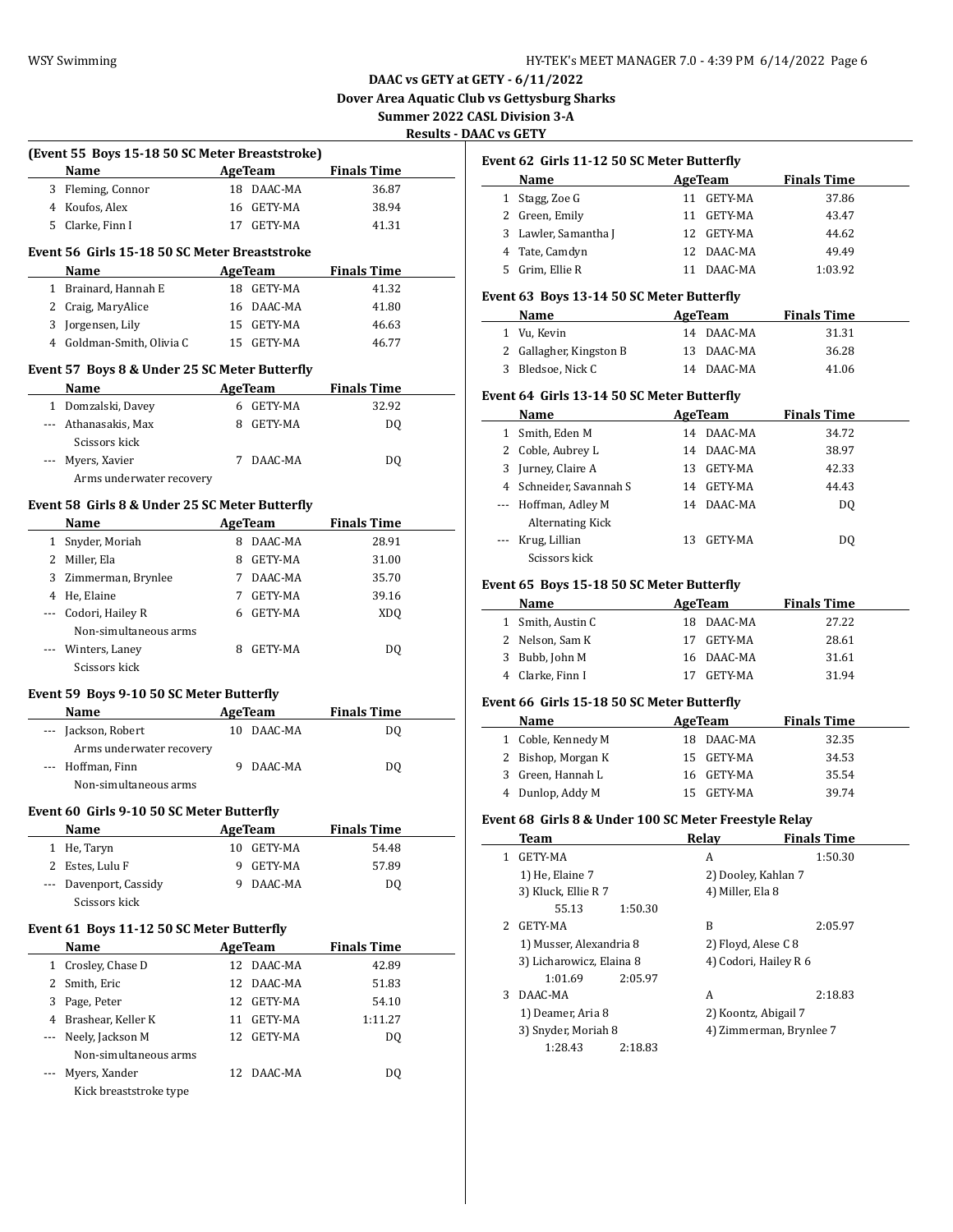**DAAC vs GETY at GETY - 6/11/2022**
**Dover Area Aquatic Club vs Gettysburg Sharks**
**Summer 2022 CASL Division 3-A**
**Results - DAAC vs GETY**

### (Event 55 Boys 15-18 50 SC Meter Breaststroke)

| | Name | Age | Team | Finals Time |
|---|---|---|---|---|
| 3 | Fleming, Connor | 18 | DAAC-MA | 36.87 |
| 4 | Koufos, Alex | 16 | GETY-MA | 38.94 |
| 5 | Clarke, Finn I | 17 | GETY-MA | 41.31 |

### Event 56 Girls 15-18 50 SC Meter Breaststroke

| | Name | Age | Team | Finals Time |
|---|---|---|---|---|
| 1 | Brainard, Hannah E | 18 | GETY-MA | 41.32 |
| 2 | Craig, MaryAlice | 16 | DAAC-MA | 41.80 |
| 3 | Jorgensen, Lily | 15 | GETY-MA | 46.63 |
| 4 | Goldman-Smith, Olivia C | 15 | GETY-MA | 46.77 |

### Event 57 Boys 8 & Under 25 SC Meter Butterfly

| | Name | Age | Team | Finals Time |
|---|---|---|---|---|
| 1 | Domzalski, Davey | 6 | GETY-MA | 32.92 |
| --- | Athanasakis, Max | 8 | GETY-MA | DQ |
| | Scissors kick | | | |
| --- | Myers, Xavier | 7 | DAAC-MA | DQ |
| | Arms underwater recovery | | | |

### Event 58 Girls 8 & Under 25 SC Meter Butterfly

| | Name | Age | Team | Finals Time |
|---|---|---|---|---|
| 1 | Snyder, Moriah | 8 | DAAC-MA | 28.91 |
| 2 | Miller, Ela | 8 | GETY-MA | 31.00 |
| 3 | Zimmerman, Brynlee | 7 | DAAC-MA | 35.70 |
| 4 | He, Elaine | 7 | GETY-MA | 39.16 |
| --- | Codori, Hailey R | 6 | GETY-MA | XDQ |
| | Non-simultaneous arms | | | |
| --- | Winters, Laney | 8 | GETY-MA | DQ |
| | Scissors kick | | | |

### Event 59 Boys 9-10 50 SC Meter Butterfly

| | Name | Age | Team | Finals Time |
|---|---|---|---|---|
| --- | Jackson, Robert | 10 | DAAC-MA | DQ |
| | Arms underwater recovery | | | |
| --- | Hoffman, Finn | 9 | DAAC-MA | DQ |
| | Non-simultaneous arms | | | |

### Event 60 Girls 9-10 50 SC Meter Butterfly

| | Name | Age | Team | Finals Time |
|---|---|---|---|---|
| 1 | He, Taryn | 10 | GETY-MA | 54.48 |
| 2 | Estes, Lulu F | 9 | GETY-MA | 57.89 |
| --- | Davenport, Cassidy | 9 | DAAC-MA | DQ |
| | Scissors kick | | | |

### Event 61 Boys 11-12 50 SC Meter Butterfly

| | Name | Age | Team | Finals Time |
|---|---|---|---|---|
| 1 | Crosley, Chase D | 12 | DAAC-MA | 42.89 |
| 2 | Smith, Eric | 12 | DAAC-MA | 51.83 |
| 3 | Page, Peter | 12 | GETY-MA | 54.10 |
| 4 | Brashear, Keller K | 11 | GETY-MA | 1:11.27 |
| --- | Neely, Jackson M | 12 | GETY-MA | DQ |
| | Non-simultaneous arms | | | |
| --- | Myers, Xander | 12 | DAAC-MA | DQ |
| | Kick breaststroke type | | | |

### Event 62 Girls 11-12 50 SC Meter Butterfly

| | Name | Age | Team | Finals Time |
|---|---|---|---|---|
| 1 | Stagg, Zoe G | 11 | GETY-MA | 37.86 |
| 2 | Green, Emily | 11 | GETY-MA | 43.47 |
| 3 | Lawler, Samantha J | 12 | GETY-MA | 44.62 |
| 4 | Tate, Camdyn | 12 | DAAC-MA | 49.49 |
| 5 | Grim, Ellie R | 11 | DAAC-MA | 1:03.92 |

### Event 63 Boys 13-14 50 SC Meter Butterfly

| | Name | Age | Team | Finals Time |
|---|---|---|---|---|
| 1 | Vu, Kevin | 14 | DAAC-MA | 31.31 |
| 2 | Gallagher, Kingston B | 13 | DAAC-MA | 36.28 |
| 3 | Bledsoe, Nick C | 14 | DAAC-MA | 41.06 |

### Event 64 Girls 13-14 50 SC Meter Butterfly

| | Name | Age | Team | Finals Time |
|---|---|---|---|---|
| 1 | Smith, Eden M | 14 | DAAC-MA | 34.72 |
| 2 | Coble, Aubrey L | 14 | DAAC-MA | 38.97 |
| 3 | Jurney, Claire A | 13 | GETY-MA | 42.33 |
| 4 | Schneider, Savannah S | 14 | GETY-MA | 44.43 |
| --- | Hoffman, Adley M | 14 | DAAC-MA | DQ |
| | Alternating Kick | | | |
| --- | Krug, Lillian | 13 | GETY-MA | DQ |
| | Scissors kick | | | |

### Event 65 Boys 15-18 50 SC Meter Butterfly

| | Name | Age | Team | Finals Time |
|---|---|---|---|---|
| 1 | Smith, Austin C | 18 | DAAC-MA | 27.22 |
| 2 | Nelson, Sam K | 17 | GETY-MA | 28.61 |
| 3 | Bubb, John M | 16 | DAAC-MA | 31.61 |
| 4 | Clarke, Finn I | 17 | GETY-MA | 31.94 |

### Event 66 Girls 15-18 50 SC Meter Butterfly

| | Name | Age | Team | Finals Time |
|---|---|---|---|---|
| 1 | Coble, Kennedy M | 18 | DAAC-MA | 32.35 |
| 2 | Bishop, Morgan K | 15 | GETY-MA | 34.53 |
| 3 | Green, Hannah L | 16 | GETY-MA | 35.54 |
| 4 | Dunlop, Addy M | 15 | GETY-MA | 39.74 |

### Event 68 Girls 8 & Under 100 SC Meter Freestyle Relay

| | Team | Relay | Finals Time |
|---|---|---|---|
| 1 | GETY-MA | A | 1:50.30 |
| | 1) He, Elaine 7 | 2) Dooley, Kahlan 7 | |
| | 3) Kluck, Ellie R 7 | 4) Miller, Ela 8 | |
| | 55.13 1:50.30 | | |
| 2 | GETY-MA | B | 2:05.97 |
| | 1) Musser, Alexandria 8 | 2) Floyd, Alese C 8 | |
| | 3) Licharowicz, Elaina 8 | 4) Codori, Hailey R 6 | |
| | 1:01.69 2:05.97 | | |
| 3 | DAAC-MA | A | 2:18.83 |
| | 1) Deamer, Aria 8 | 2) Koontz, Abigail 7 | |
| | 3) Snyder, Moriah 8 | 4) Zimmerman, Brynlee 7 | |
| | 1:28.43 2:18.83 | | |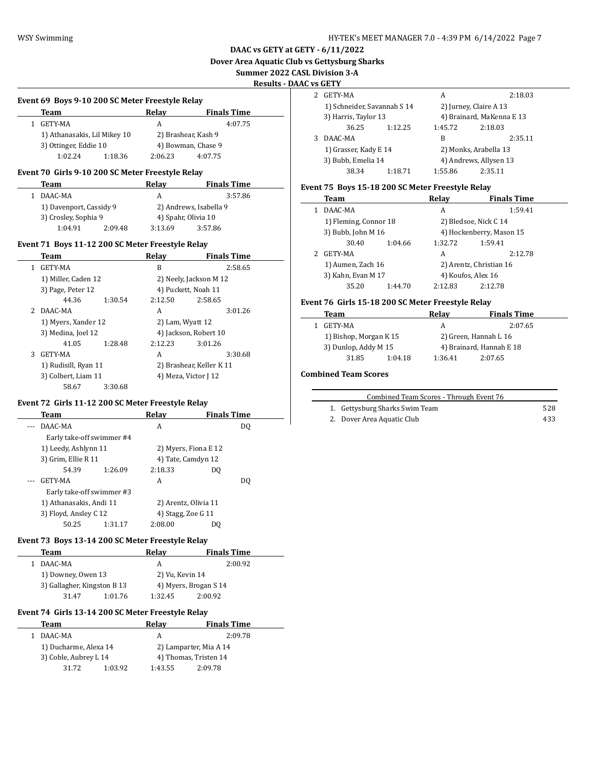DAAC vs GETY at GETY - 6/11/2022

Dover Area Aquatic Club vs Gettysburg Sharks

Summer 2022 CASL Division 3-A

**Results - DAAC vs GETY**

### Event 69 Boys 9-10 200 SC Meter Freestyle Relay

| | Team | Relay | Finals Time |
|---|---|---|---|
| 1 | GETY-MA | A | 4:07.75 |

1) Athanasakis, Lil Mikey 10 2) Brashear, Kash 9
3) Ottinger, Eddie 10 4) Bowman, Chase 9
1:02.24 1:18.36 2:06.23 4:07.75

### Event 70 Girls 9-10 200 SC Meter Freestyle Relay

| | Team | Relay | Finals Time |
|---|---|---|---|
| 1 | DAAC-MA | A | 3:57.86 |

1) Davenport, Cassidy 9 2) Andrews, Isabella 9
3) Crosley, Sophia 9 4) Spahr, Olivia 10
1:04.91 2:09.48 3:13.69 3:57.86

### Event 71 Boys 11-12 200 SC Meter Freestyle Relay

| | Team | Relay | Finals Time |
|---|---|---|---|
| 1 | GETY-MA | B | 2:58.65 |

1) Miller, Caden 12 2) Neely, Jackson M 12
3) Page, Peter 12 4) Puckett, Noah 11
44.36 1:30.54 2:12.50 2:58.65

| | Team | Relay | Finals Time |
|---|---|---|---|
| 2 | DAAC-MA | A | 3:01.26 |

1) Myers, Xander 12 2) Lam, Wyatt 12
3) Medina, Joel 12 4) Jackson, Robert 10
41.05 1:28.48 2:12.23 3:01.26

| | Team | Relay | Finals Time |
|---|---|---|---|
| 3 | GETY-MA | A | 3:30.68 |

1) Rudisill, Ryan 11 2) Brashear, Keller K 11
3) Colbert, Liam 11 4) Meza, Victor J 12
58.67 3:30.68

### Event 72 Girls 11-12 200 SC Meter Freestyle Relay

| | Team | Relay | Finals Time |
|---|---|---|---|
| --- | DAAC-MA | A | DQ |

Early take-off swimmer #4
1) Leedy, Ashlynn 11 2) Myers, Fiona E 12
3) Grim, Ellie R 11 4) Tate, Camdyn 12
54.39 1:26.09 2:18.33 DQ

| | Team | Relay | Finals Time |
|---|---|---|---|
| --- | GETY-MA | A | DQ |

Early take-off swimmer #3
1) Athanasakis, Andi 11 2) Arentz, Olivia 11
3) Floyd, Ansley C 12 4) Stagg, Zoe G 11
50.25 1:31.17 2:08.00 DQ

### Event 73 Boys 13-14 200 SC Meter Freestyle Relay

| | Team | Relay | Finals Time |
|---|---|---|---|
| 1 | DAAC-MA | A | 2:00.92 |

1) Downey, Owen 13 2) Vu, Kevin 14
3) Gallagher, Kingston B 13 4) Myers, Brogan S 14
31.47 1:01.76 1:32.45 2:00.92

### Event 74 Girls 13-14 200 SC Meter Freestyle Relay

| | Team | Relay | Finals Time |
|---|---|---|---|
| 1 | DAAC-MA | A | 2:09.78 |

1) Ducharme, Alexa 14 2) Lamparter, Mia A 14
3) Coble, Aubrey L 14 4) Thomas, Tristen 14
31.72 1:03.92 1:43.55 2:09.78

| | Team | Relay | Finals Time |
|---|---|---|---|
| 2 | GETY-MA | A | 2:18.03 |

1) Schneider, Savannah S 14 2) Jurney, Claire A 13
3) Harris, Taylor 13 4) Brainard, MaKenna E 13
36.25 1:12.25 1:45.72 2:18.03

| | Team | Relay | Finals Time |
|---|---|---|---|
| 3 | DAAC-MA | B | 2:35.11 |

1) Grasser, Kady E 14 2) Monks, Arabella 13
3) Bubb, Emelia 14 4) Andrews, Allysen 13
38.34 1:18.71 1:55.86 2:35.11

### Event 75 Boys 15-18 200 SC Meter Freestyle Relay

| | Team | Relay | Finals Time |
|---|---|---|---|
| 1 | DAAC-MA | A | 1:59.41 |

1) Fleming, Connor 18 2) Bledsoe, Nick C 14
3) Bubb, John M 16 4) Hockenberry, Mason 15
30.40 1:04.66 1:32.72 1:59.41

| | Team | Relay | Finals Time |
|---|---|---|---|
| 2 | GETY-MA | A | 2:12.78 |

1) Aumen, Zach 16 2) Arentz, Christian 16
3) Kahn, Evan M 17 4) Koufos, Alex 16
35.20 1:44.70 2:12.83 2:12.78

### Event 76 Girls 15-18 200 SC Meter Freestyle Relay

| | Team | Relay | Finals Time |
|---|---|---|---|
| 1 | GETY-MA | A | 2:07.65 |

1) Bishop, Morgan K 15 2) Green, Hannah L 16
3) Dunlop, Addy M 15 4) Brainard, Hannah E 18
31.85 1:04.18 1:36.41 2:07.65

### Combined Team Scores

| Combined Team Scores - Through Event 76 | |
|---|---|
| 1. Gettysburg Sharks Swim Team | 528 |
| 2. Dover Area Aquatic Club | 433 |